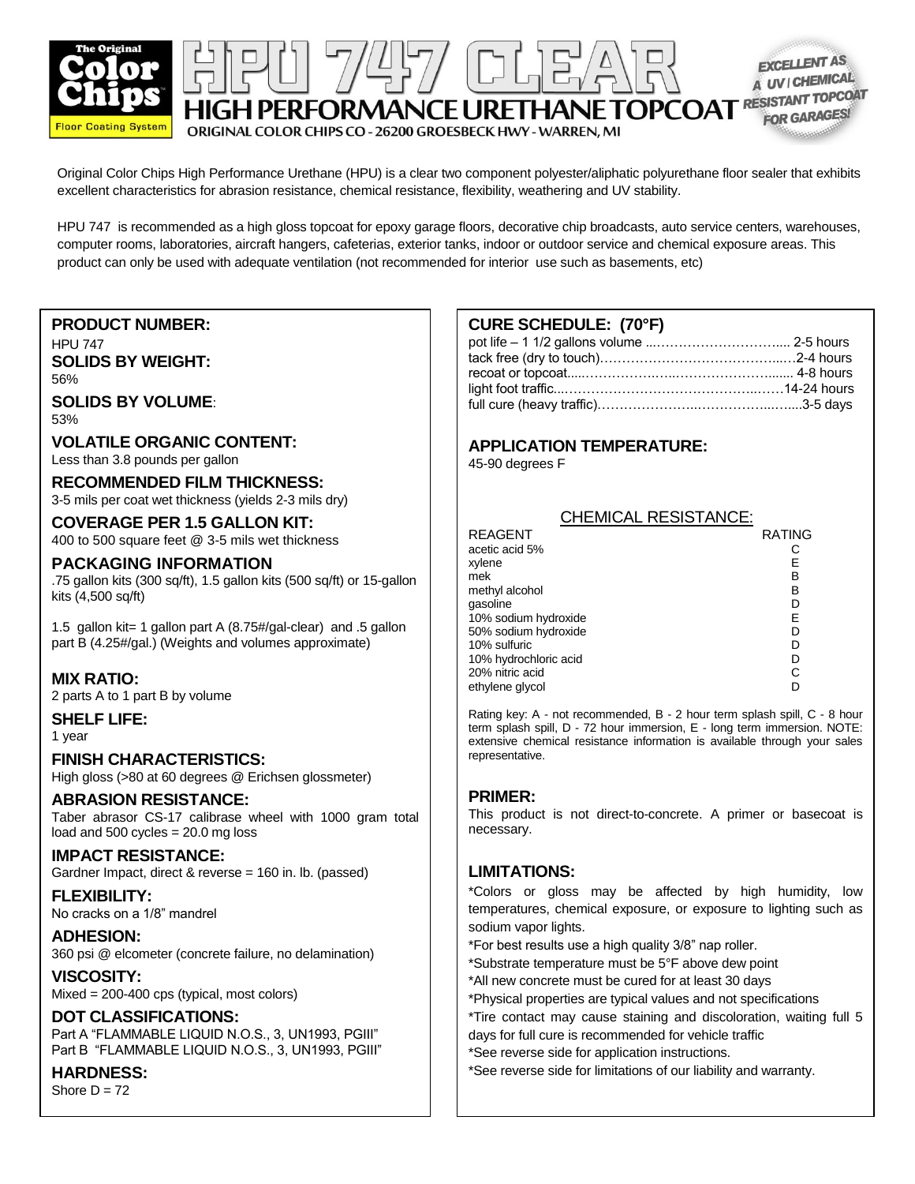# HPU 747 CLEAR

## HIGH PERFORMANCE URETHANE TOPCOAT

The Original Color Chips Floor Coating System

ORIGINAL COLOR CHIPS CO - 26200 GROESBECK HWY - WARREN, MI

EXCELLENT AS A UV | CHEMICAL RESISTANT TOPCOAT FOR GARAGES!

Original Color Chips High Performance Urethane (HPU) is a clear two component polyester/aliphatic polyurethane floor sealer that exhibits excellent characteristics for abrasion resistance, chemical resistance, flexibility, weathering and UV stability.

HPU 747 is recommended as a high gloss topcoat for epoxy garage floors, decorative chip broadcasts, auto service centers, warehouses, computer rooms, laboratories, aircraft hangers, cafeterias, exterior tanks, indoor or outdoor service and chemical exposure areas. This product can only be used with adequate ventilation (not recommended for interior use such as basements, etc)

### PRODUCT NUMBER:
HPU 747

### SOLIDS BY WEIGHT:
56%

### SOLIDS BY VOLUME:
53%

### VOLATILE ORGANIC CONTENT:
Less than 3.8 pounds per gallon

### RECOMMENDED FILM THICKNESS:
3-5 mils per coat wet thickness (yields 2-3 mils dry)

### COVERAGE PER 1.5 GALLON KIT:
400 to 500 square feet @ 3-5 mils wet thickness

### PACKAGING INFORMATION
.75 gallon kits (300 sq/ft), 1.5 gallon kits (500 sq/ft) or 15-gallon kits (4,500 sq/ft)

1.5 gallon kit= 1 gallon part A (8.75#/gal-clear) and .5 gallon part B (4.25#/gal.) (Weights and volumes approximate)

### MIX RATIO:
2 parts A to 1 part B by volume

### SHELF LIFE:
1 year

### FINISH CHARACTERISTICS:
High gloss (>80 at 60 degrees @ Erichsen glossmeter)

### ABRASION RESISTANCE:
Taber abrasor CS-17 calibrase wheel with 1000 gram total load and 500 cycles = 20.0 mg loss

### IMPACT RESISTANCE:
Gardner Impact, direct & reverse = 160 in. lb. (passed)

### FLEXIBILITY:
No cracks on a 1/8" mandrel

### ADHESION:
360 psi @ elcometer (concrete failure, no delamination)

### VISCOSITY:
Mixed = 200-400 cps (typical, most colors)

### DOT CLASSIFICATIONS:
Part A "FLAMMABLE LIQUID N.O.S., 3, UN1993, PGIII"
Part B "FLAMMABLE LIQUID N.O.S., 3, UN1993, PGIII"

### HARDNESS:
Shore D = 72

### CURE SCHEDULE: (70°F)

| | |
|---|---|
| pot life – 1 1/2 gallons volume | 2-5 hours |
| tack free (dry to touch) | 2-4 hours |
| recoat or topcoat | 4-8 hours |
| light foot traffic | 14-24 hours |
| full cure (heavy traffic) | 3-5 days |

### APPLICATION TEMPERATURE:
45-90 degrees F

### CHEMICAL RESISTANCE:

| REAGENT | RATING |
|---|---|
| acetic acid 5% | C |
| xylene | E |
| mek | B |
| methyl alcohol | B |
| gasoline | D |
| 10% sodium hydroxide | E |
| 50% sodium hydroxide | D |
| 10% sulfuric | D |
| 10% hydrochloric acid | D |
| 20% nitric acid | C |
| ethylene glycol | D |

Rating key: A - not recommended, B - 2 hour term splash spill, C - 8 hour term splash spill, D - 72 hour immersion, E - long term immersion. NOTE: extensive chemical resistance information is available through your sales representative.

### PRIMER:
This product is not direct-to-concrete. A primer or basecoat is necessary.

### LIMITATIONS:
*Colors or gloss may be affected by high humidity, low temperatures, chemical exposure, or exposure to lighting such as sodium vapor lights.
*For best results use a high quality 3/8" nap roller.
*Substrate temperature must be 5°F above dew point
*All new concrete must be cured for at least 30 days
*Physical properties are typical values and not specifications
*Tire contact may cause staining and discoloration, waiting full 5 days for full cure is recommended for vehicle traffic
*See reverse side for application instructions.
*See reverse side for limitations of our liability and warranty.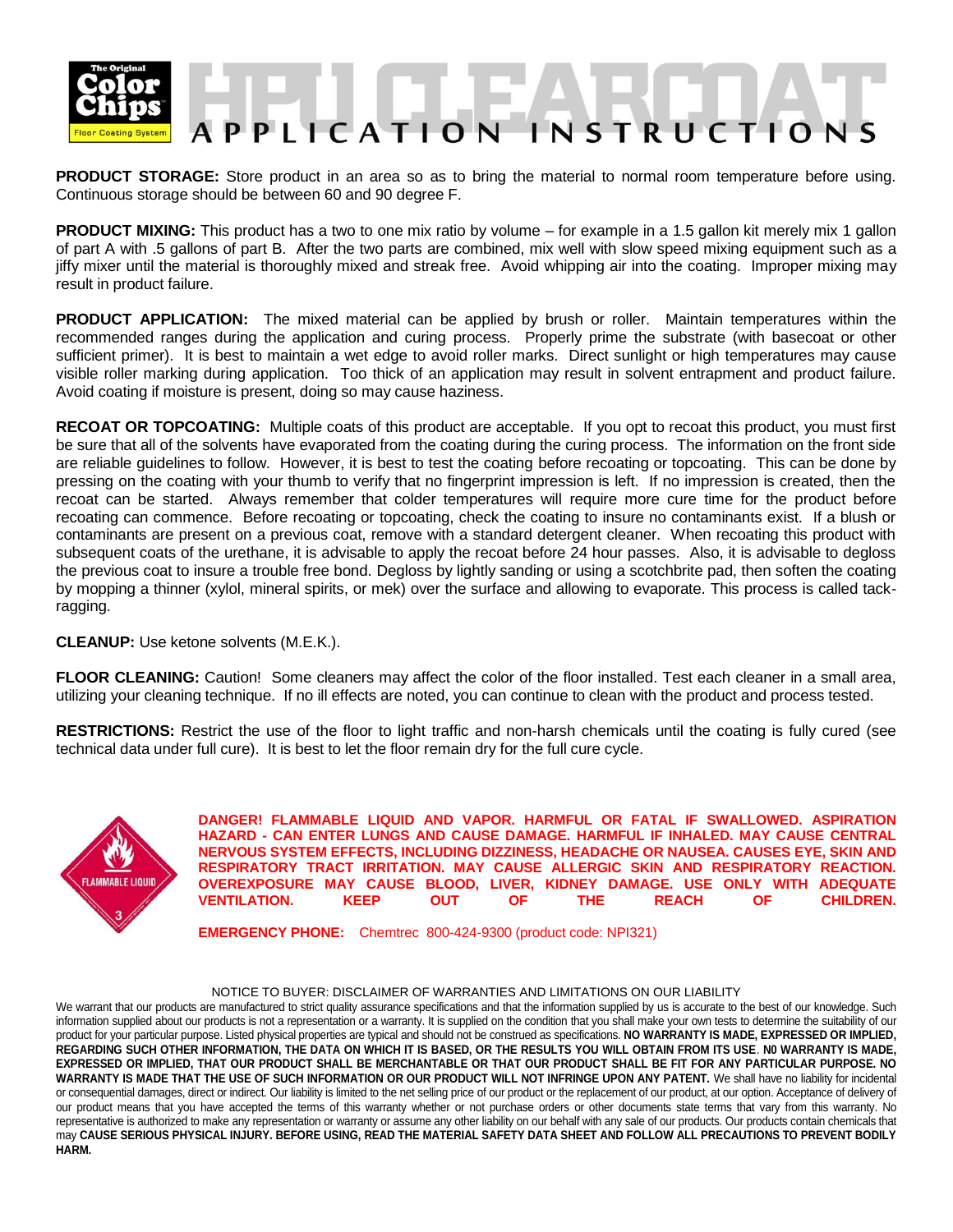# HPU CLEARCOAT APPLICATION INSTRUCTIONS

**PRODUCT STORAGE:** Store product in an area so as to bring the material to normal room temperature before using. Continuous storage should be between 60 and 90 degree F.

**PRODUCT MIXING:** This product has a two to one mix ratio by volume – for example in a 1.5 gallon kit merely mix 1 gallon of part A with .5 gallons of part B. After the two parts are combined, mix well with slow speed mixing equipment such as a jiffy mixer until the material is thoroughly mixed and streak free. Avoid whipping air into the coating. Improper mixing may result in product failure.

**PRODUCT APPLICATION:** The mixed material can be applied by brush or roller. Maintain temperatures within the recommended ranges during the application and curing process. Properly prime the substrate (with basecoat or other sufficient primer). It is best to maintain a wet edge to avoid roller marks. Direct sunlight or high temperatures may cause visible roller marking during application. Too thick of an application may result in solvent entrapment and product failure. Avoid coating if moisture is present, doing so may cause haziness.

**RECOAT OR TOPCOATING:** Multiple coats of this product are acceptable. If you opt to recoat this product, you must first be sure that all of the solvents have evaporated from the coating during the curing process. The information on the front side are reliable guidelines to follow. However, it is best to test the coating before recoating or topcoating. This can be done by pressing on the coating with your thumb to verify that no fingerprint impression is left. If no impression is created, then the recoat can be started. Always remember that colder temperatures will require more cure time for the product before recoating can commence. Before recoating or topcoating, check the coating to insure no contaminants exist. If a blush or contaminants are present on a previous coat, remove with a standard detergent cleaner. When recoating this product with subsequent coats of the urethane, it is advisable to apply the recoat before 24 hour passes. Also, it is advisable to degloss the previous coat to insure a trouble free bond. Degloss by lightly sanding or using a scotchbrite pad, then soften the coating by mopping a thinner (xylol, mineral spirits, or mek) over the surface and allowing to evaporate. This process is called tack-ragging.

**CLEANUP:** Use ketone solvents (M.E.K.).

**FLOOR CLEANING:** Caution! Some cleaners may affect the color of the floor installed. Test each cleaner in a small area, utilizing your cleaning technique. If no ill effects are noted, you can continue to clean with the product and process tested.

**RESTRICTIONS:** Restrict the use of the floor to light traffic and non-harsh chemicals until the coating is fully cured (see technical data under full cure). It is best to let the floor remain dry for the full cure cycle.

FLAMMABLE LIQUID 3

**DANGER! FLAMMABLE LIQUID AND VAPOR. HARMFUL OR FATAL IF SWALLOWED. ASPIRATION HAZARD - CAN ENTER LUNGS AND CAUSE DAMAGE. HARMFUL IF INHALED. MAY CAUSE CENTRAL NERVOUS SYSTEM EFFECTS, INCLUDING DIZZINESS, HEADACHE OR NAUSEA. CAUSES EYE, SKIN AND RESPIRATORY TRACT IRRITATION. MAY CAUSE ALLERGIC SKIN AND RESPIRATORY REACTION. OVEREXPOSURE MAY CAUSE BLOOD, LIVER, KIDNEY DAMAGE. USE ONLY WITH ADEQUATE VENTILATION. KEEP OUT OF THE REACH OF CHILDREN.**

**EMERGENCY PHONE:** Chemtrec 800-424-9300 (product code: NPI321)

NOTICE TO BUYER: DISCLAIMER OF WARRANTIES AND LIMITATIONS ON OUR LIABILITY

We warrant that our products are manufactured to strict quality assurance specifications and that the information supplied by us is accurate to the best of our knowledge. Such information supplied about our products is not a representation or a warranty. It is supplied on the condition that you shall make your own tests to determine the suitability of our product for your particular purpose. Listed physical properties are typical and should not be construed as specifications. **NO WARRANTY IS MADE, EXPRESSED OR IMPLIED, REGARDING SUCH OTHER INFORMATION, THE DATA ON WHICH IT IS BASED, OR THE RESULTS YOU WILL OBTAIN FROM ITS USE**. **NO WARRANTY IS MADE, EXPRESSED OR IMPLIED, THAT OUR PRODUCT SHALL BE MERCHANTABLE OR THAT OUR PRODUCT SHALL BE FIT FOR ANY PARTICULAR PURPOSE. NO WARRANTY IS MADE THAT THE USE OF SUCH INFORMATION OR OUR PRODUCT WILL NOT INFRINGE UPON ANY PATENT.** We shall have no liability for incidental or consequential damages, direct or indirect. Our liability is limited to the net selling price of our product or the replacement of our product, at our option. Acceptance of delivery of our product means that you have accepted the terms of this warranty whether or not purchase orders or other documents state terms that vary from this warranty. No representative is authorized to make any representation or warranty or assume any other liability on our behalf with any sale of our products. Our products contain chemicals that may **CAUSE SERIOUS PHYSICAL INJURY. BEFORE USING, READ THE MATERIAL SAFETY DATA SHEET AND FOLLOW ALL PRECAUTIONS TO PREVENT BODILY HARM.**